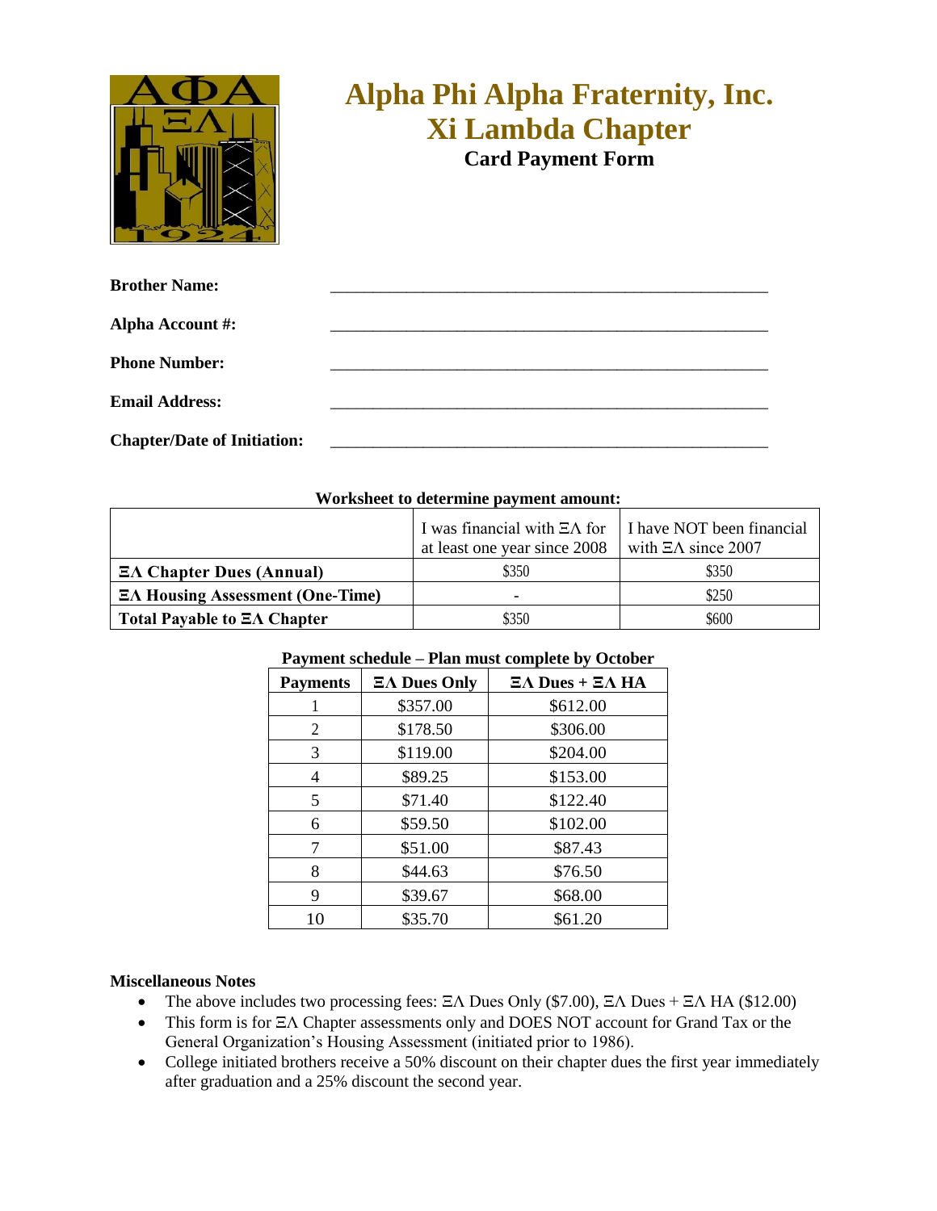# Alpha Phi Alpha Fraternity, Inc.
# Xi Lambda Chapter
## Card Payment Form

**Brother Name:** ______________________________________________

**Alpha Account #:** ______________________________________________

**Phone Number:** ______________________________________________

**Email Address:** ______________________________________________

**Chapter/Date of Initiation:** ______________________________________________

**Worksheet to determine payment amount:**

| | I was financial with ΞΛ for at least one year since 2008 | I have NOT been financial with ΞΛ since 2007 |
|---|---|---|
| **ΞΛ Chapter Dues (Annual)** | $350 | $350 |
| **ΞΛ Housing Assessment (One-Time)** | - | $250 |
| **Total Payable to ΞΛ Chapter** | $350 | $600 |

**Payment schedule – Plan must complete by October**

| Payments | ΞΛ Dues Only | ΞΛ Dues + ΞΛ HA |
|---|---|---|
| 1 | $357.00 | $612.00 |
| 2 | $178.50 | $306.00 |
| 3 | $119.00 | $204.00 |
| 4 | $89.25 | $153.00 |
| 5 | $71.40 | $122.40 |
| 6 | $59.50 | $102.00 |
| 7 | $51.00 | $87.43 |
| 8 | $44.63 | $76.50 |
| 9 | $39.67 | $68.00 |
| 10 | $35.70 | $61.20 |

**Miscellaneous Notes**

- The above includes two processing fees: ΞΛ Dues Only ($7.00), ΞΛ Dues + ΞΛ HA ($12.00)
- This form is for ΞΛ Chapter assessments only and DOES NOT account for Grand Tax or the General Organization's Housing Assessment (initiated prior to 1986).
- College initiated brothers receive a 50% discount on their chapter dues the first year immediately after graduation and a 25% discount the second year.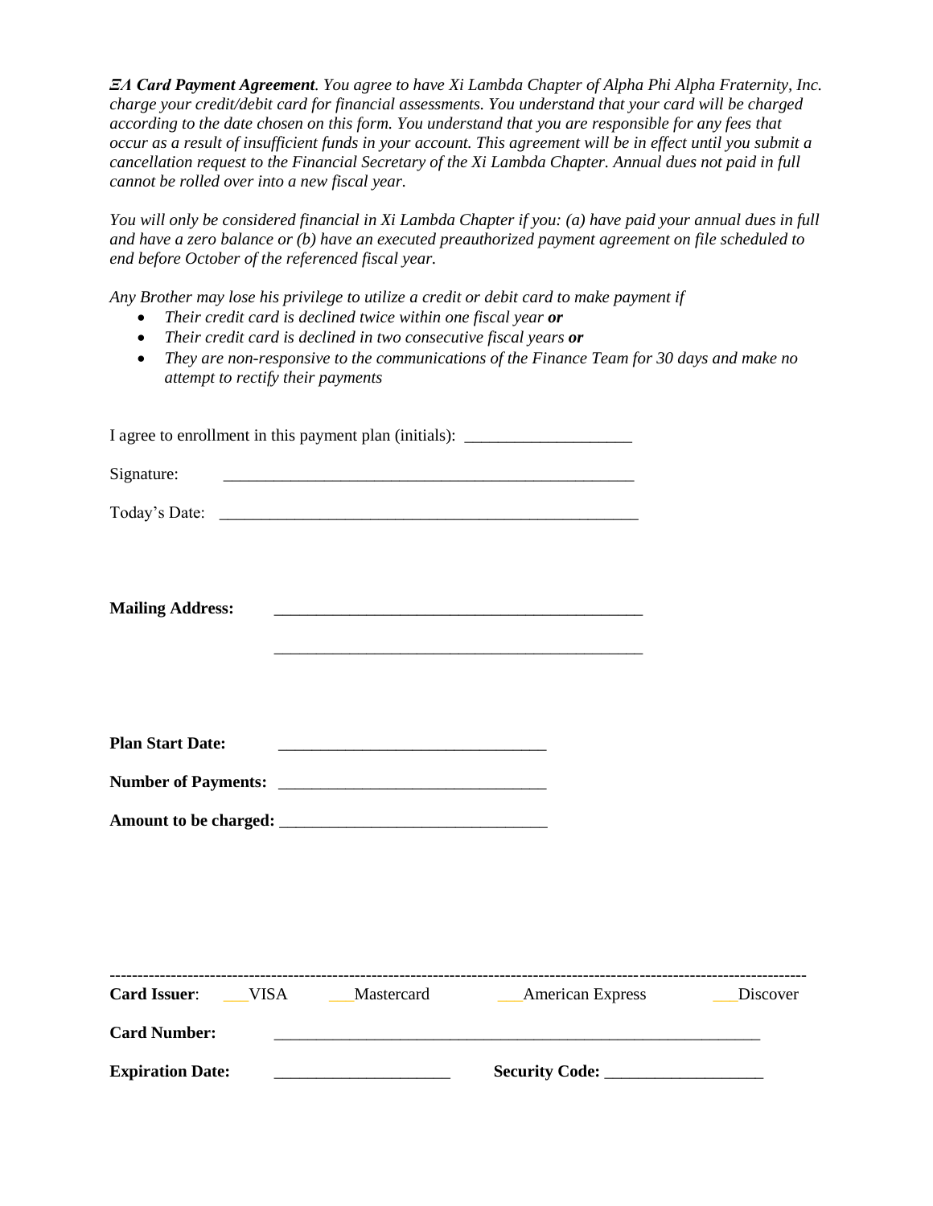***ΞΛ Card Payment Agreement**. You agree to have Xi Lambda Chapter of Alpha Phi Alpha Fraternity, Inc. charge your credit/debit card for financial assessments. You understand that your card will be charged according to the date chosen on this form. You understand that you are responsible for any fees that occur as a result of insufficient funds in your account. This agreement will be in effect until you submit a cancellation request to the Financial Secretary of the Xi Lambda Chapter. Annual dues not paid in full cannot be rolled over into a new fiscal year.*

*You will only be considered financial in Xi Lambda Chapter if you: (a) have paid your annual dues in full and have a zero balance or (b) have an executed preauthorized payment agreement on file scheduled to end before October of the referenced fiscal year.*

*Any Brother may lose his privilege to utilize a credit or debit card to make payment if*

- *Their credit card is declined twice within one fiscal year **or***
- *Their credit card is declined in two consecutive fiscal years **or***
- *They are non-responsive to the communications of the Finance Team for 30 days and make no attempt to rectify their payments*

I agree to enrollment in this payment plan (initials): ____________________

Signature: __________________________________________________

Today's Date: ____________________________________________________

**Mailing Address:** ______________________________________________

______________________________________________

**Plan Start Date:** ________________________________

**Number of Payments:** ________________________________

**Amount to be charged:** ________________________________

---

**Card Issuer**: ___VISA ___Mastercard ___American Express ___Discover

**Card Number:** ____________________________________________________________

**Expiration Date:** _____________________ **Security Code:** ___________________